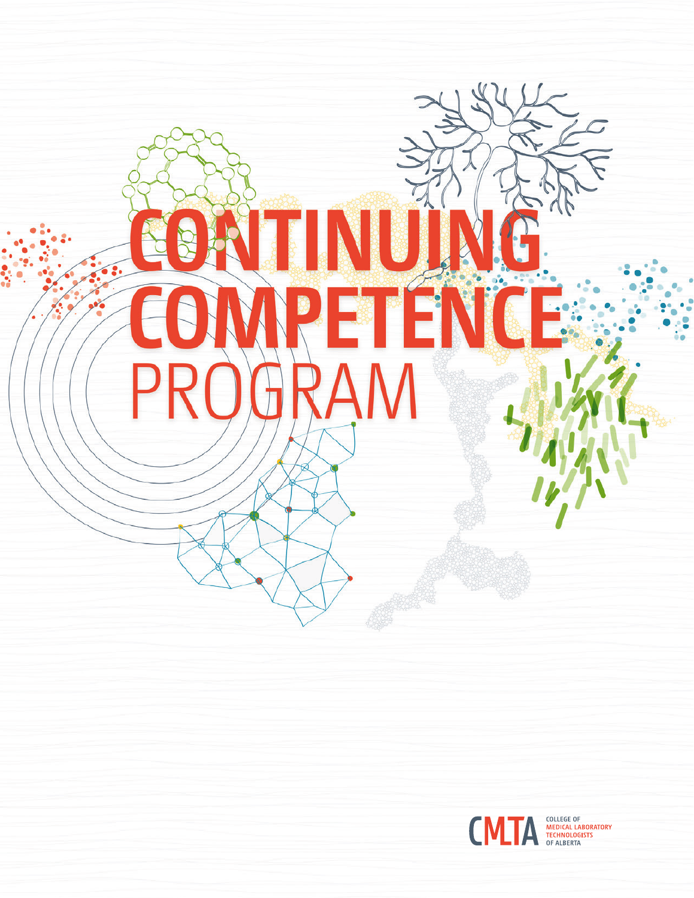# CONTINUING COMPETENCE PROGRAM

CMTA COLLEGE OF MEDICAL LABORATORY TECHNOLOGISTS OF ALBERTA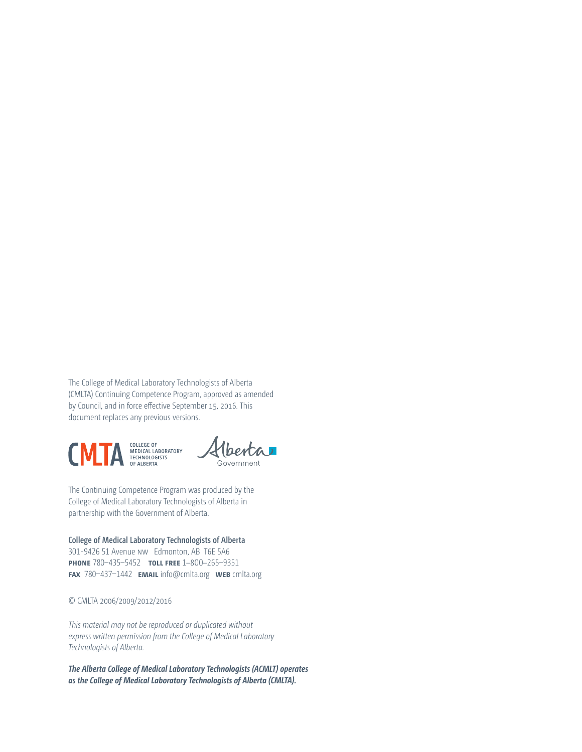The College of Medical Laboratory Technologists of Alberta (CMLTA) Continuing Competence Program, approved as amended by Council, and in force effective September 15, 2016. This document replaces any previous versions.

The Continuing Competence Program was produced by the College of Medical Laboratory Technologists of Alberta in partnership with the Government of Alberta.

**College of Medical Laboratory Technologists of Alberta**
301-9426 51 Avenue NW Edmonton, AB T6E 5A6
**PHONE** 780–435–5452 **TOLL FREE** 1–800–265–9351
**FAX** 780–437–1442 **EMAIL** info@cmlta.org **WEB** cmlta.org

© CMLTA 2006/2009/2012/2016

*This material may not be reproduced or duplicated without express written permission from the College of Medical Laboratory Technologists of Alberta.*

***The Alberta College of Medical Laboratory Technologists (ACMLT) operates as the College of Medical Laboratory Technologists of Alberta (CMLTA).***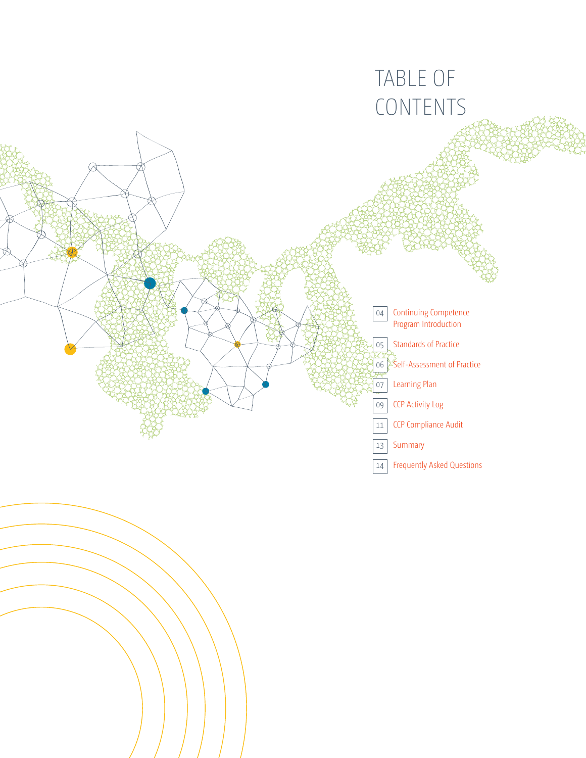# TABLE OF CONTENTS

- 04 Continuing Competence Program Introduction
- 05 Standards of Practice
- 06 Self-Assessment of Practice
- 07 Learning Plan
- 09 CCP Activity Log
- 11 CCP Compliance Audit
- 13 Summary
- 14 Frequently Asked Questions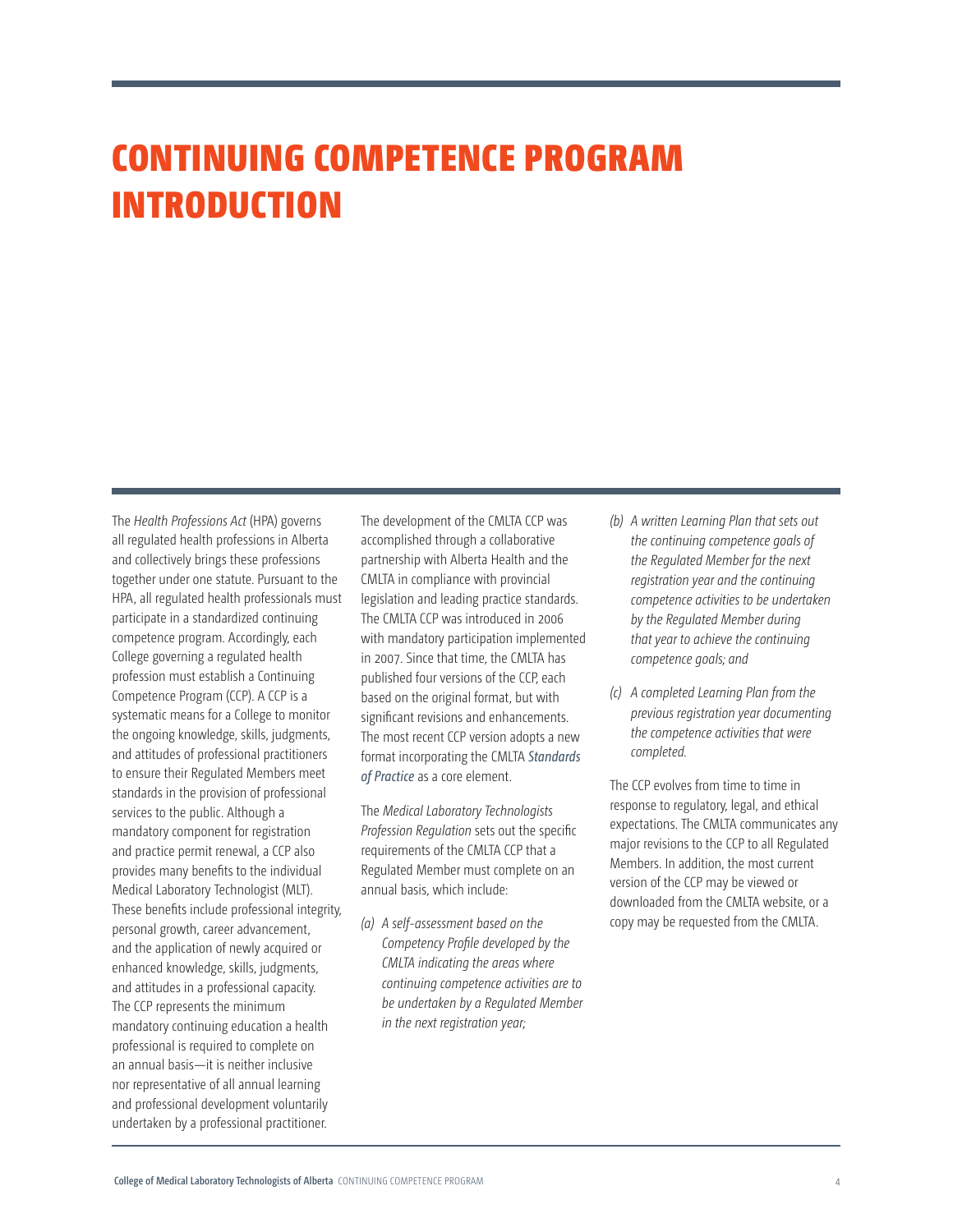# CONTINUING COMPETENCE PROGRAM INTRODUCTION

The *Health Professions Act* (HPA) governs all regulated health professions in Alberta and collectively brings these professions together under one statute. Pursuant to the HPA, all regulated health professionals must participate in a standardized continuing competence program. Accordingly, each College governing a regulated health profession must establish a Continuing Competence Program (CCP). A CCP is a systematic means for a College to monitor the ongoing knowledge, skills, judgments, and attitudes of professional practitioners to ensure their Regulated Members meet standards in the provision of professional services to the public. Although a mandatory component for registration and practice permit renewal, a CCP also provides many benefits to the individual Medical Laboratory Technologist (MLT). These benefits include professional integrity, personal growth, career advancement, and the application of newly acquired or enhanced knowledge, skills, judgments, and attitudes in a professional capacity. The CCP represents the minimum mandatory continuing education a health professional is required to complete on an annual basis—it is neither inclusive nor representative of all annual learning and professional development voluntarily undertaken by a professional practitioner.

The development of the CMLTA CCP was accomplished through a collaborative partnership with Alberta Health and the CMLTA in compliance with provincial legislation and leading practice standards. The CMLTA CCP was introduced in 2006 with mandatory participation implemented in 2007. Since that time, the CMLTA has published four versions of the CCP, each based on the original format, but with significant revisions and enhancements. The most recent CCP version adopts a new format incorporating the CMLTA *Standards of Practice* as a core element.

The *Medical Laboratory Technologists Profession Regulation* sets out the specific requirements of the CMLTA CCP that a Regulated Member must complete on an annual basis, which include:

*(a) A self-assessment based on the Competency Profile developed by the CMLTA indicating the areas where continuing competence activities are to be undertaken by a Regulated Member in the next registration year;*

*(b) A written Learning Plan that sets out the continuing competence goals of the Regulated Member for the next registration year and the continuing competence activities to be undertaken by the Regulated Member during that year to achieve the continuing competence goals; and*

*(c) A completed Learning Plan from the previous registration year documenting the competence activities that were completed.*

The CCP evolves from time to time in response to regulatory, legal, and ethical expectations. The CMLTA communicates any major revisions to the CCP to all Regulated Members. In addition, the most current version of the CCP may be viewed or downloaded from the CMLTA website, or a copy may be requested from the CMLTA.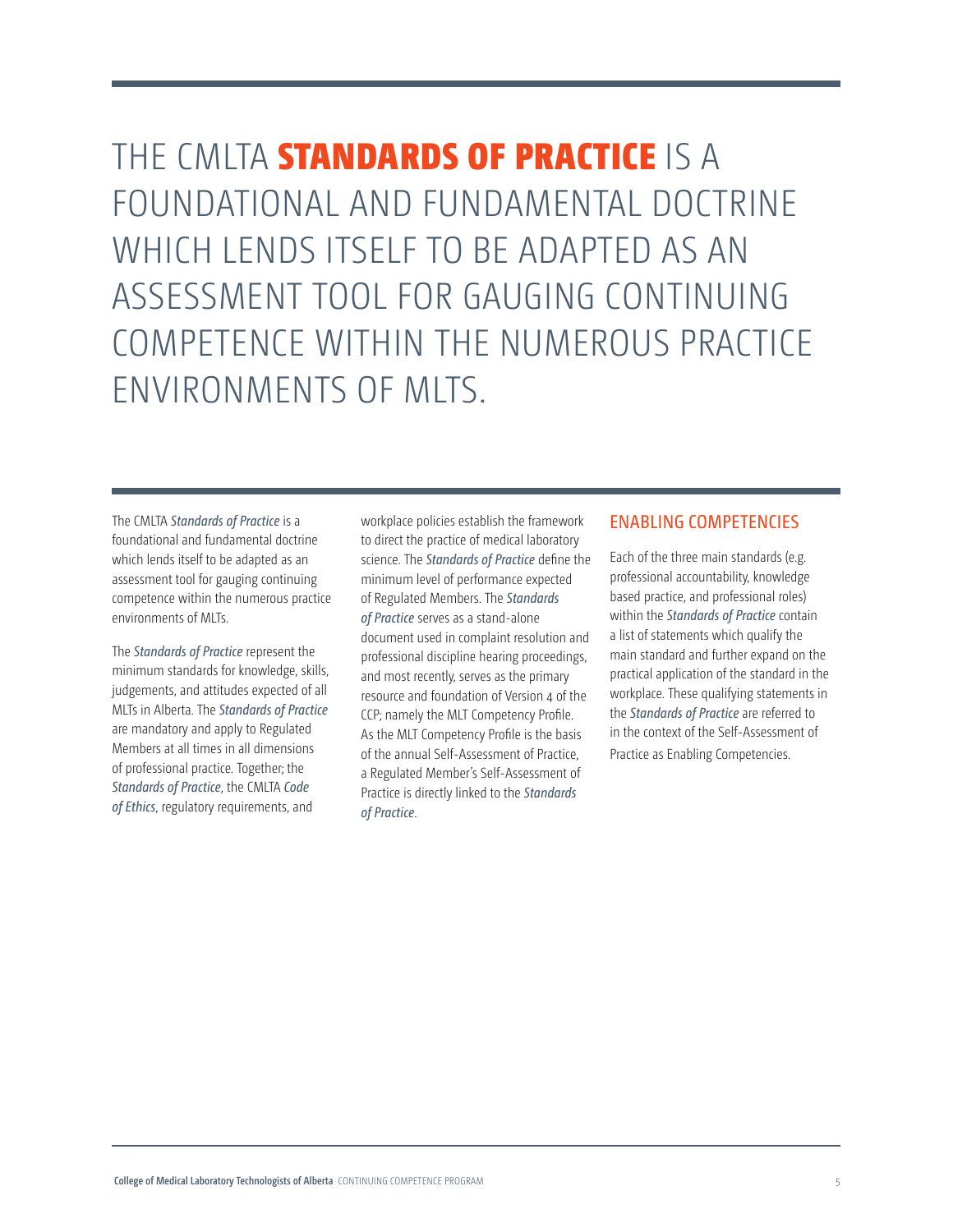# THE CMLTA **STANDARDS OF PRACTICE** IS A FOUNDATIONAL AND FUNDAMENTAL DOCTRINE WHICH LENDS ITSELF TO BE ADAPTED AS AN ASSESSMENT TOOL FOR GAUGING CONTINUING COMPETENCE WITHIN THE NUMEROUS PRACTICE ENVIRONMENTS OF MLTS.

The CMLTA *Standards of Practice* is a foundational and fundamental doctrine which lends itself to be adapted as an assessment tool for gauging continuing competence within the numerous practice environments of MLTs.

The *Standards of Practice* represent the minimum standards for knowledge, skills, judgements, and attitudes expected of all MLTs in Alberta. The *Standards of Practice* are mandatory and apply to Regulated Members at all times in all dimensions of professional practice. Together; the *Standards of Practice*, the CMLTA *Code of Ethics*, regulatory requirements, and workplace policies establish the framework to direct the practice of medical laboratory science. The *Standards of Practice* define the minimum level of performance expected of Regulated Members. The *Standards of Practice* serves as a stand-alone document used in complaint resolution and professional discipline hearing proceedings, and most recently, serves as the primary resource and foundation of Version 4 of the CCP; namely the MLT Competency Profile. As the MLT Competency Profile is the basis of the annual Self-Assessment of Practice, a Regulated Member's Self-Assessment of Practice is directly linked to the *Standards of Practice*.

## ENABLING COMPETENCIES

Each of the three main standards (e.g. professional accountability, knowledge based practice, and professional roles) within the *Standards of Practice* contain a list of statements which qualify the main standard and further expand on the practical application of the standard in the workplace. These qualifying statements in the *Standards of Practice* are referred to in the context of the Self-Assessment of Practice as Enabling Competencies.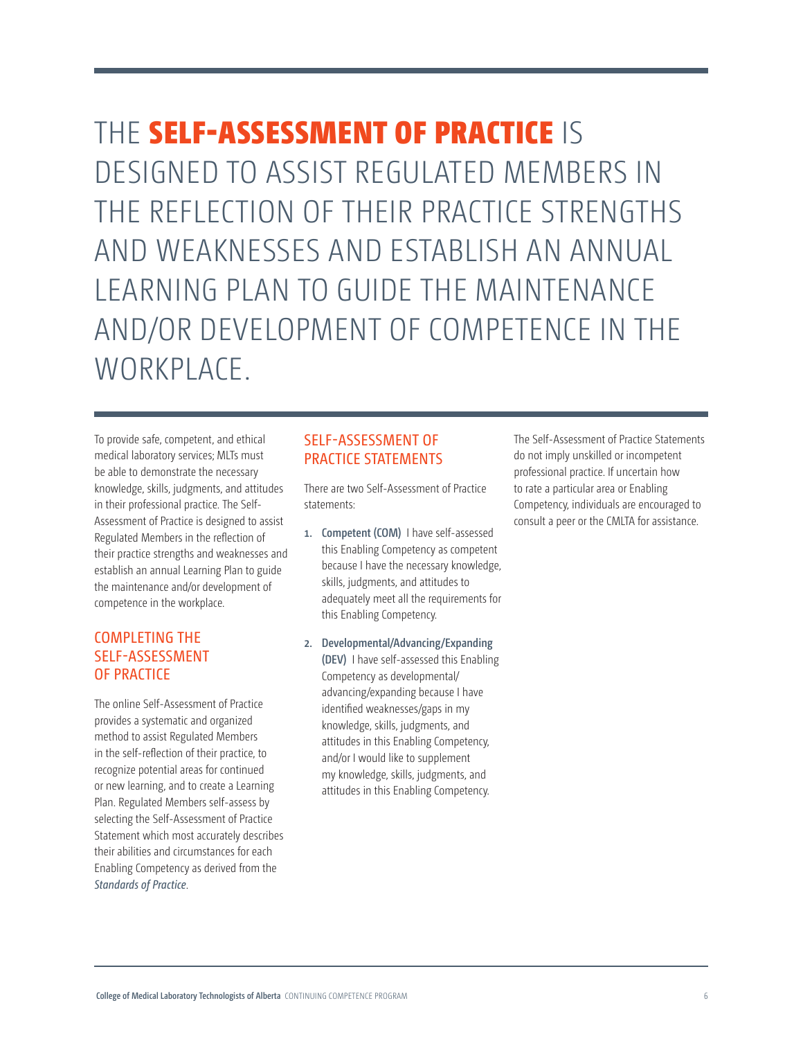# THE **SELF-ASSESSMENT OF PRACTICE** IS DESIGNED TO ASSIST REGULATED MEMBERS IN THE REFLECTION OF THEIR PRACTICE STRENGTHS AND WEAKNESSES AND ESTABLISH AN ANNUAL LEARNING PLAN TO GUIDE THE MAINTENANCE AND/OR DEVELOPMENT OF COMPETENCE IN THE WORKPLACE.

To provide safe, competent, and ethical medical laboratory services; MLTs must be able to demonstrate the necessary knowledge, skills, judgments, and attitudes in their professional practice. The Self-Assessment of Practice is designed to assist Regulated Members in the reflection of their practice strengths and weaknesses and establish an annual Learning Plan to guide the maintenance and/or development of competence in the workplace.

## COMPLETING THE SELF-ASSESSMENT OF PRACTICE

The online Self-Assessment of Practice provides a systematic and organized method to assist Regulated Members in the self-reflection of their practice, to recognize potential areas for continued or new learning, and to create a Learning Plan. Regulated Members self-assess by selecting the Self-Assessment of Practice Statement which most accurately describes their abilities and circumstances for each Enabling Competency as derived from the *Standards of Practice*.

## SELF-ASSESSMENT OF PRACTICE STATEMENTS

There are two Self-Assessment of Practice statements:

1. **Competent (COM)** I have self-assessed this Enabling Competency as competent because I have the necessary knowledge, skills, judgments, and attitudes to adequately meet all the requirements for this Enabling Competency.
2. **Developmental/Advancing/Expanding (DEV)** I have self-assessed this Enabling Competency as developmental/advancing/expanding because I have identified weaknesses/gaps in my knowledge, skills, judgments, and attitudes in this Enabling Competency, and/or I would like to supplement my knowledge, skills, judgments, and attitudes in this Enabling Competency.

The Self-Assessment of Practice Statements do not imply unskilled or incompetent professional practice. If uncertain how to rate a particular area or Enabling Competency, individuals are encouraged to consult a peer or the CMLTA for assistance.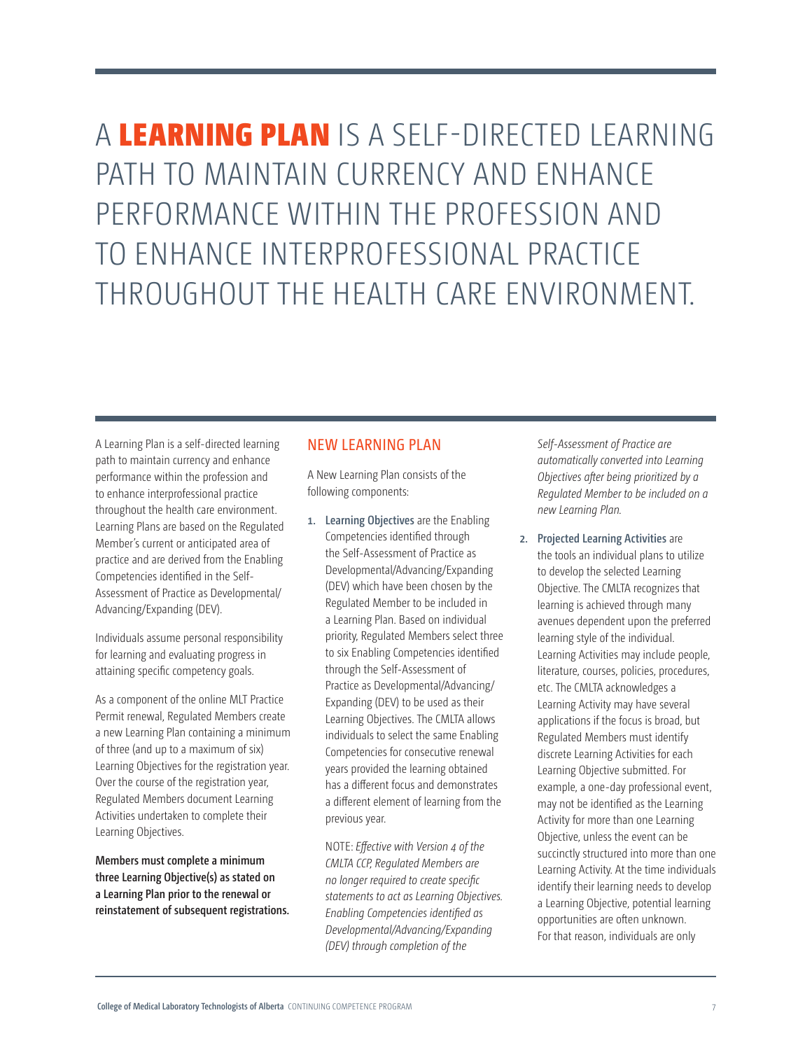# A **LEARNING PLAN** IS A SELF-DIRECTED LEARNING PATH TO MAINTAIN CURRENCY AND ENHANCE PERFORMANCE WITHIN THE PROFESSION AND TO ENHANCE INTERPROFESSIONAL PRACTICE THROUGHOUT THE HEALTH CARE ENVIRONMENT.

A Learning Plan is a self-directed learning path to maintain currency and enhance performance within the profession and to enhance interprofessional practice throughout the health care environment. Learning Plans are based on the Regulated Member's current or anticipated area of practice and are derived from the Enabling Competencies identified in the Self-Assessment of Practice as Developmental/Advancing/Expanding (DEV).

Individuals assume personal responsibility for learning and evaluating progress in attaining specific competency goals.

As a component of the online MLT Practice Permit renewal, Regulated Members create a new Learning Plan containing a minimum of three (and up to a maximum of six) Learning Objectives for the registration year. Over the course of the registration year, Regulated Members document Learning Activities undertaken to complete their Learning Objectives.

**Members must complete a minimum three Learning Objective(s) as stated on a Learning Plan prior to the renewal or reinstatement of subsequent registrations.**

## NEW LEARNING PLAN

A New Learning Plan consists of the following components:

1. **Learning Objectives** are the Enabling Competencies identified through the Self-Assessment of Practice as Developmental/Advancing/Expanding (DEV) which have been chosen by the Regulated Member to be included in a Learning Plan. Based on individual priority, Regulated Members select three to six Enabling Competencies identified through the Self-Assessment of Practice as Developmental/Advancing/Expanding (DEV) to be used as their Learning Objectives. The CMLTA allows individuals to select the same Enabling Competencies for consecutive renewal years provided the learning obtained has a different focus and demonstrates a different element of learning from the previous year.

   NOTE: *Effective with Version 4 of the CMLTA CCP, Regulated Members are no longer required to create specific statements to act as Learning Objectives. Enabling Competencies identified as Developmental/Advancing/Expanding (DEV) through completion of the Self-Assessment of Practice are automatically converted into Learning Objectives after being prioritized by a Regulated Member to be included on a new Learning Plan.*

2. **Projected Learning Activities** are the tools an individual plans to utilize to develop the selected Learning Objective. The CMLTA recognizes that learning is achieved through many avenues dependent upon the preferred learning style of the individual. Learning Activities may include people, literature, courses, policies, procedures, etc. The CMLTA acknowledges a Learning Activity may have several applications if the focus is broad, but Regulated Members must identify discrete Learning Activities for each Learning Objective submitted. For example, a one-day professional event, may not be identified as the Learning Activity for more than one Learning Objective, unless the event can be succinctly structured into more than one Learning Activity. At the time individuals identify their learning needs to develop a Learning Objective, potential learning opportunities are often unknown. For that reason, individuals are only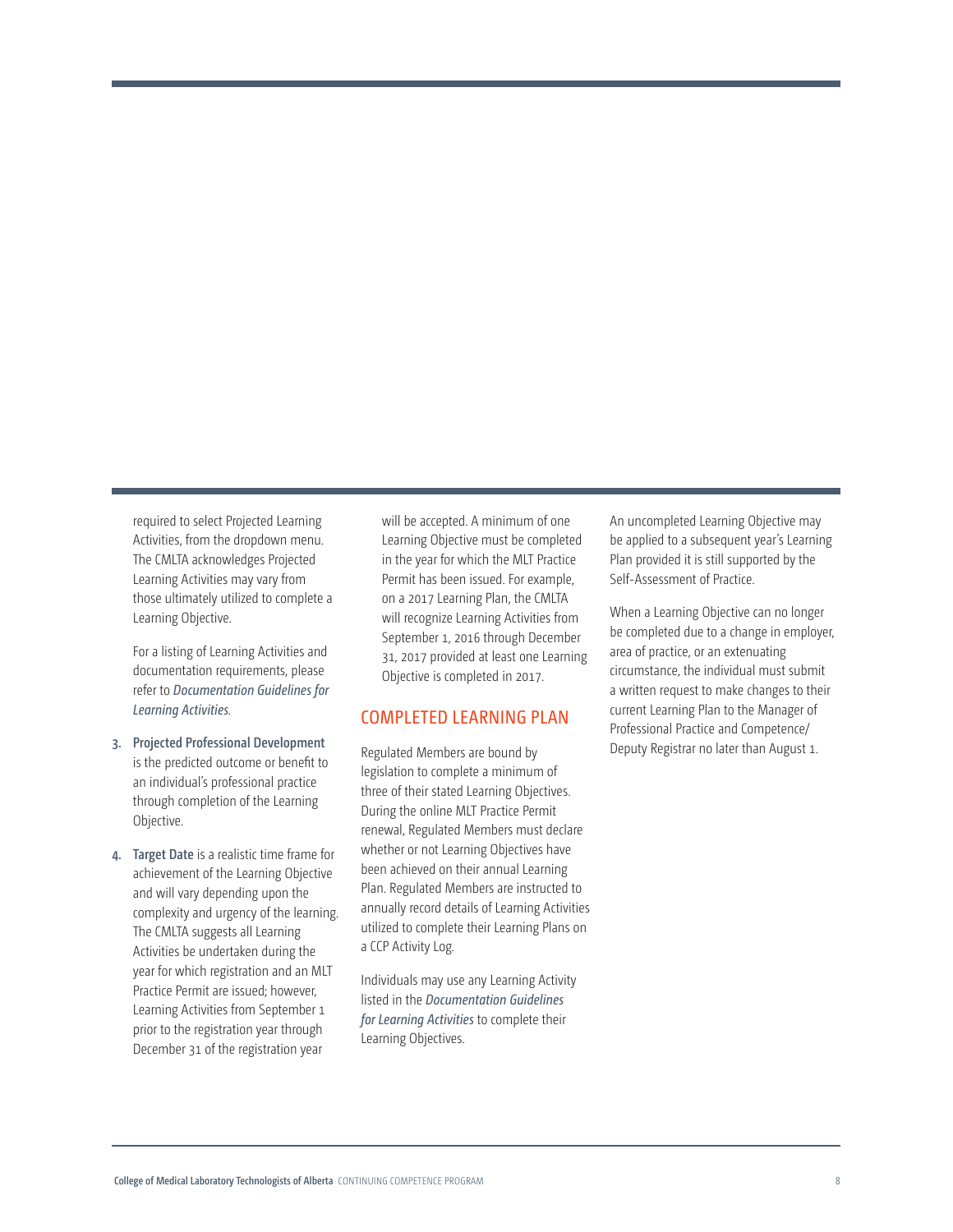required to select Projected Learning Activities, from the dropdown menu. The CMLTA acknowledges Projected Learning Activities may vary from those ultimately utilized to complete a Learning Objective.

For a listing of Learning Activities and documentation requirements, please refer to *Documentation Guidelines for Learning Activities*.

3. **Projected Professional Development** is the predicted outcome or benefit to an individual's professional practice through completion of the Learning Objective.

4. **Target Date** is a realistic time frame for achievement of the Learning Objective and will vary depending upon the complexity and urgency of the learning. The CMLTA suggests all Learning Activities be undertaken during the year for which registration and an MLT Practice Permit are issued; however, Learning Activities from September 1 prior to the registration year through December 31 of the registration year will be accepted. A minimum of one Learning Objective must be completed in the year for which the MLT Practice Permit has been issued. For example, on a 2017 Learning Plan, the CMLTA will recognize Learning Activities from September 1, 2016 through December 31, 2017 provided at least one Learning Objective is completed in 2017.

## COMPLETED LEARNING PLAN

Regulated Members are bound by legislation to complete a minimum of three of their stated Learning Objectives. During the online MLT Practice Permit renewal, Regulated Members must declare whether or not Learning Objectives have been achieved on their annual Learning Plan. Regulated Members are instructed to annually record details of Learning Activities utilized to complete their Learning Plans on a CCP Activity Log.

Individuals may use any Learning Activity listed in the *Documentation Guidelines for Learning Activities* to complete their Learning Objectives.

An uncompleted Learning Objective may be applied to a subsequent year's Learning Plan provided it is still supported by the Self-Assessment of Practice.

When a Learning Objective can no longer be completed due to a change in employer, area of practice, or an extenuating circumstance, the individual must submit a written request to make changes to their current Learning Plan to the Manager of Professional Practice and Competence/ Deputy Registrar no later than August 1.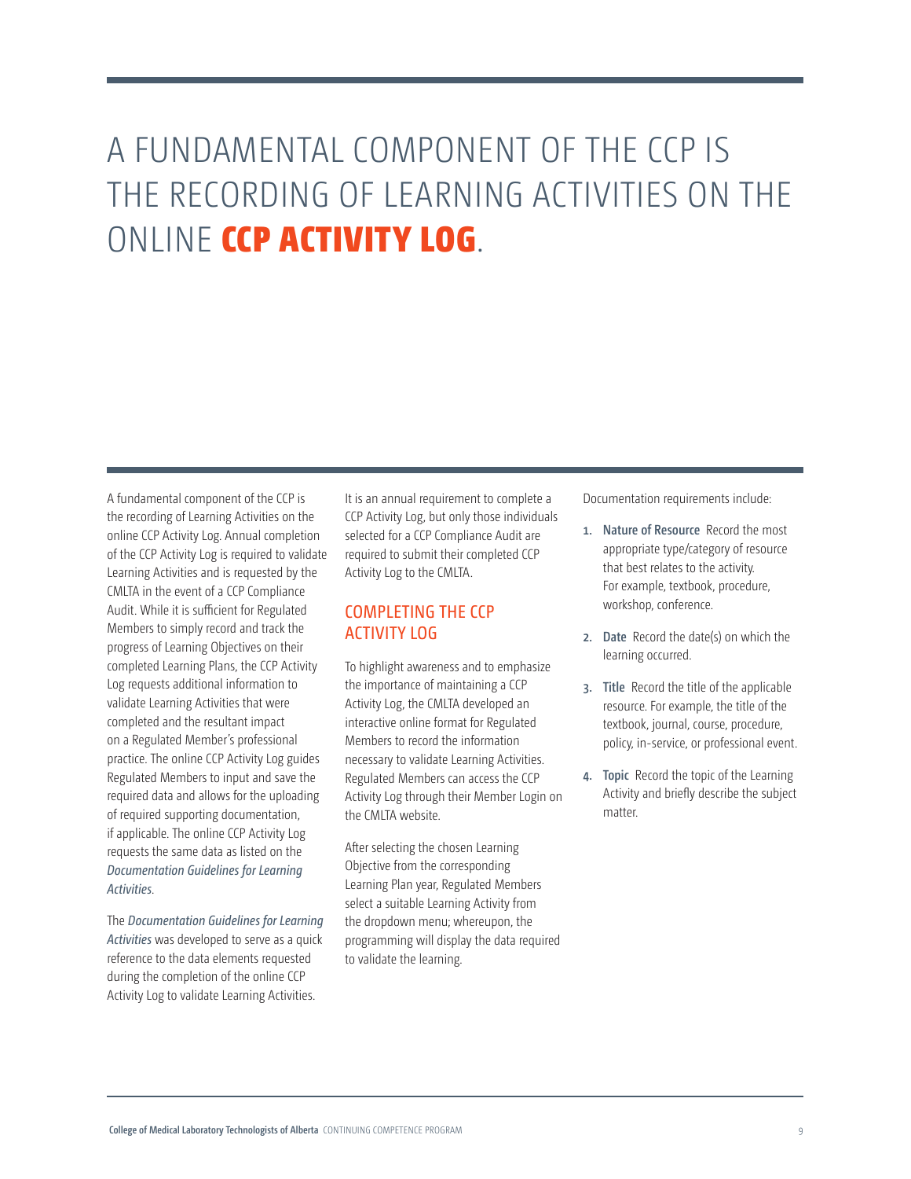# A FUNDAMENTAL COMPONENT OF THE CCP IS THE RECORDING OF LEARNING ACTIVITIES ON THE ONLINE **CCP ACTIVITY LOG**.

A fundamental component of the CCP is the recording of Learning Activities on the online CCP Activity Log. Annual completion of the CCP Activity Log is required to validate Learning Activities and is requested by the CMLTA in the event of a CCP Compliance Audit. While it is sufficient for Regulated Members to simply record and track the progress of Learning Objectives on their completed Learning Plans, the CCP Activity Log requests additional information to validate Learning Activities that were completed and the resultant impact on a Regulated Member's professional practice. The online CCP Activity Log guides Regulated Members to input and save the required data and allows for the uploading of required supporting documentation, if applicable. The online CCP Activity Log requests the same data as listed on the *Documentation Guidelines for Learning Activities*.

The *Documentation Guidelines for Learning Activities* was developed to serve as a quick reference to the data elements requested during the completion of the online CCP Activity Log to validate Learning Activities.

It is an annual requirement to complete a CCP Activity Log, but only those individuals selected for a CCP Compliance Audit are required to submit their completed CCP Activity Log to the CMLTA.

## COMPLETING THE CCP ACTIVITY LOG

To highlight awareness and to emphasize the importance of maintaining a CCP Activity Log, the CMLTA developed an interactive online format for Regulated Members to record the information necessary to validate Learning Activities. Regulated Members can access the CCP Activity Log through their Member Login on the CMLTA website.

After selecting the chosen Learning Objective from the corresponding Learning Plan year, Regulated Members select a suitable Learning Activity from the dropdown menu; whereupon, the programming will display the data required to validate the learning.

Documentation requirements include:

1. **Nature of Resource** Record the most appropriate type/category of resource that best relates to the activity. For example, textbook, procedure, workshop, conference.
2. **Date** Record the date(s) on which the learning occurred.
3. **Title** Record the title of the applicable resource. For example, the title of the textbook, journal, course, procedure, policy, in-service, or professional event.
4. **Topic** Record the topic of the Learning Activity and briefly describe the subject matter.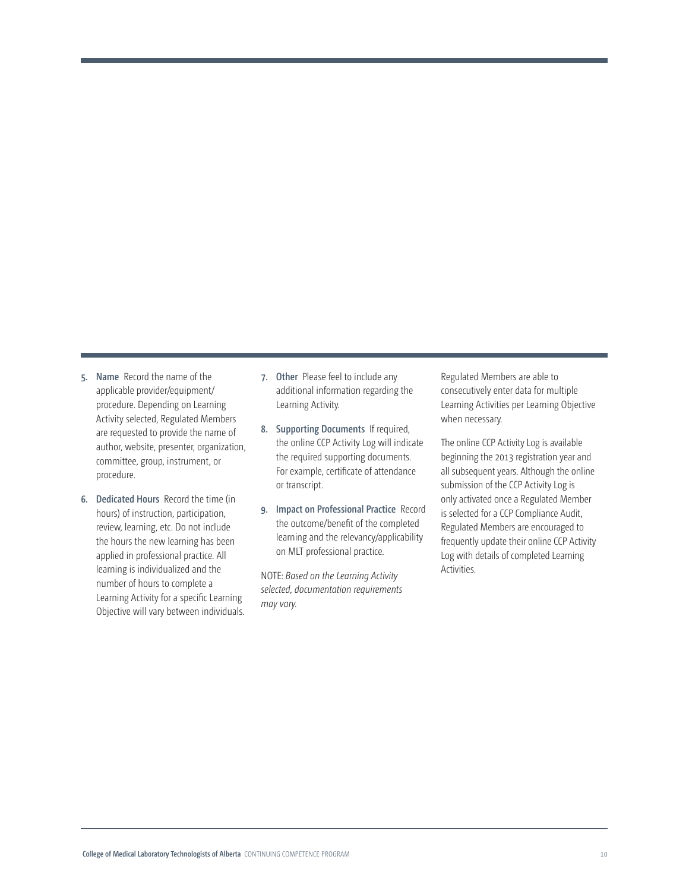5. **Name** Record the name of the applicable provider/equipment/procedure. Depending on Learning Activity selected, Regulated Members are requested to provide the name of author, website, presenter, organization, committee, group, instrument, or procedure.

6. **Dedicated Hours** Record the time (in hours) of instruction, participation, review, learning, etc. Do not include the hours the new learning has been applied in professional practice. All learning is individualized and the number of hours to complete a Learning Activity for a specific Learning Objective will vary between individuals.

7. **Other** Please feel to include any additional information regarding the Learning Activity.

8. **Supporting Documents** If required, the online CCP Activity Log will indicate the required supporting documents. For example, certificate of attendance or transcript.

9. **Impact on Professional Practice** Record the outcome/benefit of the completed learning and the relevancy/applicability on MLT professional practice.

NOTE: *Based on the Learning Activity selected, documentation requirements may vary.*

Regulated Members are able to consecutively enter data for multiple Learning Activities per Learning Objective when necessary.

The online CCP Activity Log is available beginning the 2013 registration year and all subsequent years. Although the online submission of the CCP Activity Log is only activated once a Regulated Member is selected for a CCP Compliance Audit, Regulated Members are encouraged to frequently update their online CCP Activity Log with details of completed Learning Activities.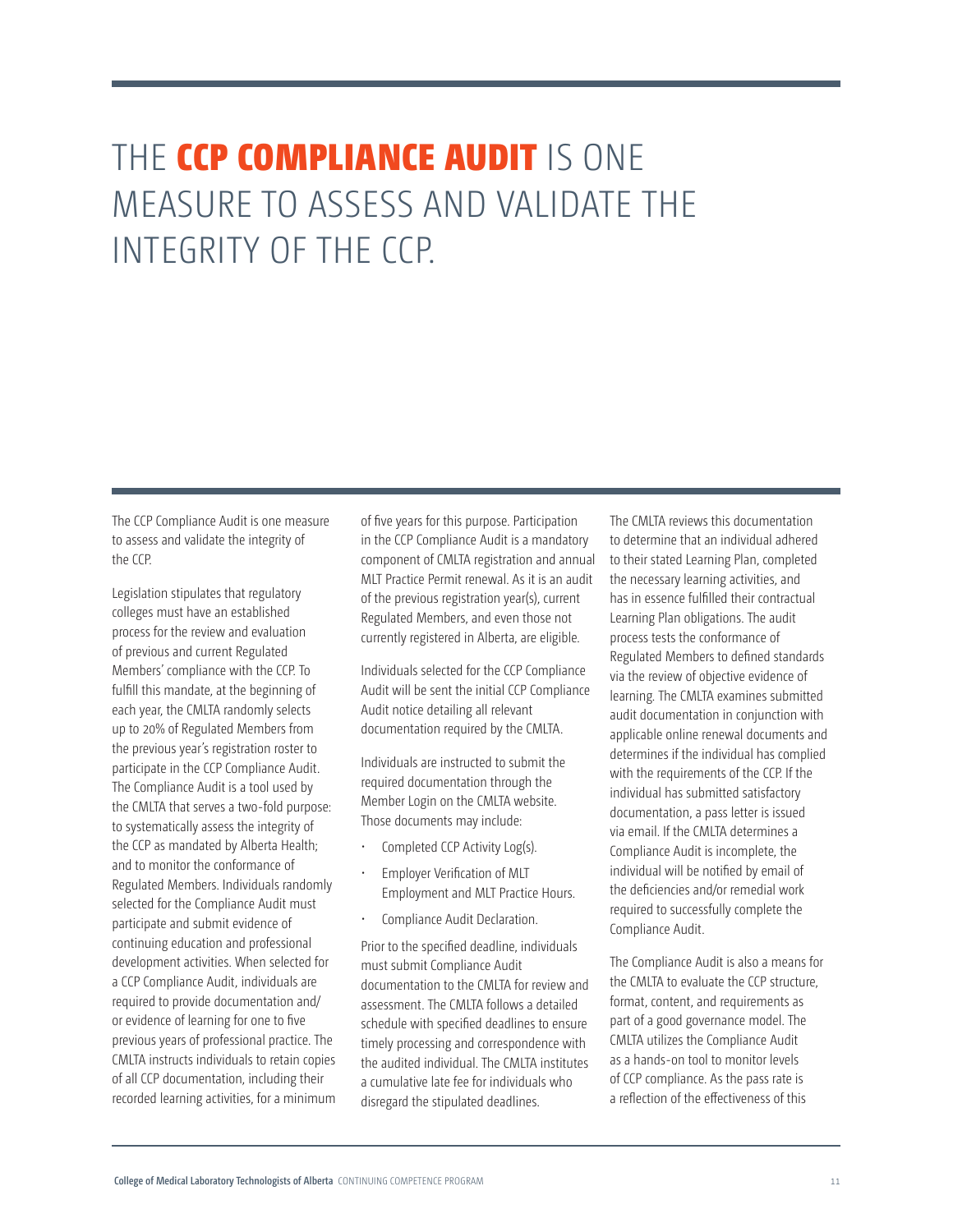# THE **CCP COMPLIANCE AUDIT** IS ONE MEASURE TO ASSESS AND VALIDATE THE INTEGRITY OF THE CCP.

The CCP Compliance Audit is one measure to assess and validate the integrity of the CCP.

Legislation stipulates that regulatory colleges must have an established process for the review and evaluation of previous and current Regulated Members' compliance with the CCP. To fulfill this mandate, at the beginning of each year, the CMLTA randomly selects up to 20% of Regulated Members from the previous year's registration roster to participate in the CCP Compliance Audit. The Compliance Audit is a tool used by the CMLTA that serves a two-fold purpose: to systematically assess the integrity of the CCP as mandated by Alberta Health; and to monitor the conformance of Regulated Members. Individuals randomly selected for the Compliance Audit must participate and submit evidence of continuing education and professional development activities. When selected for a CCP Compliance Audit, individuals are required to provide documentation and/or evidence of learning for one to five previous years of professional practice. The CMLTA instructs individuals to retain copies of all CCP documentation, including their recorded learning activities, for a minimum of five years for this purpose. Participation in the CCP Compliance Audit is a mandatory component of CMLTA registration and annual MLT Practice Permit renewal. As it is an audit of the previous registration year(s), current Regulated Members, and even those not currently registered in Alberta, are eligible.

Individuals selected for the CCP Compliance Audit will be sent the initial CCP Compliance Audit notice detailing all relevant documentation required by the CMLTA.

Individuals are instructed to submit the required documentation through the Member Login on the CMLTA website. Those documents may include:

- Completed CCP Activity Log(s).
- Employer Verification of MLT Employment and MLT Practice Hours.
- Compliance Audit Declaration.

Prior to the specified deadline, individuals must submit Compliance Audit documentation to the CMLTA for review and assessment. The CMLTA follows a detailed schedule with specified deadlines to ensure timely processing and correspondence with the audited individual. The CMLTA institutes a cumulative late fee for individuals who disregard the stipulated deadlines.

The CMLTA reviews this documentation to determine that an individual adhered to their stated Learning Plan, completed the necessary learning activities, and has in essence fulfilled their contractual Learning Plan obligations. The audit process tests the conformance of Regulated Members to defined standards via the review of objective evidence of learning. The CMLTA examines submitted audit documentation in conjunction with applicable online renewal documents and determines if the individual has complied with the requirements of the CCP. If the individual has submitted satisfactory documentation, a pass letter is issued via email. If the CMLTA determines a Compliance Audit is incomplete, the individual will be notified by email of the deficiencies and/or remedial work required to successfully complete the Compliance Audit.

The Compliance Audit is also a means for the CMLTA to evaluate the CCP structure, format, content, and requirements as part of a good governance model. The CMLTA utilizes the Compliance Audit as a hands-on tool to monitor levels of CCP compliance. As the pass rate is a reflection of the effectiveness of this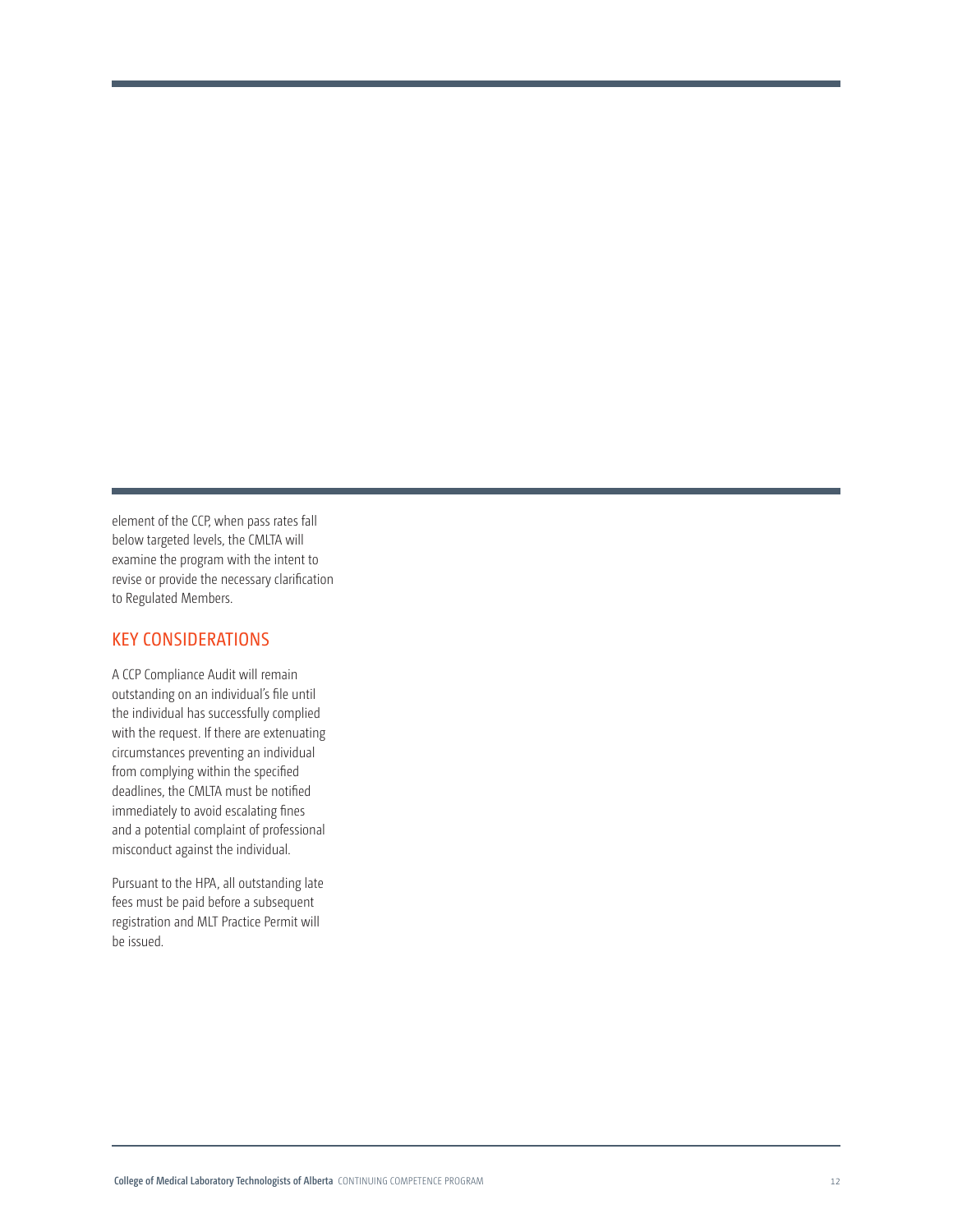element of the CCP, when pass rates fall below targeted levels, the CMLTA will examine the program with the intent to revise or provide the necessary clarification to Regulated Members.

## KEY CONSIDERATIONS

A CCP Compliance Audit will remain outstanding on an individual's file until the individual has successfully complied with the request. If there are extenuating circumstances preventing an individual from complying within the specified deadlines, the CMLTA must be notified immediately to avoid escalating fines and a potential complaint of professional misconduct against the individual.

Pursuant to the HPA, all outstanding late fees must be paid before a subsequent registration and MLT Practice Permit will be issued.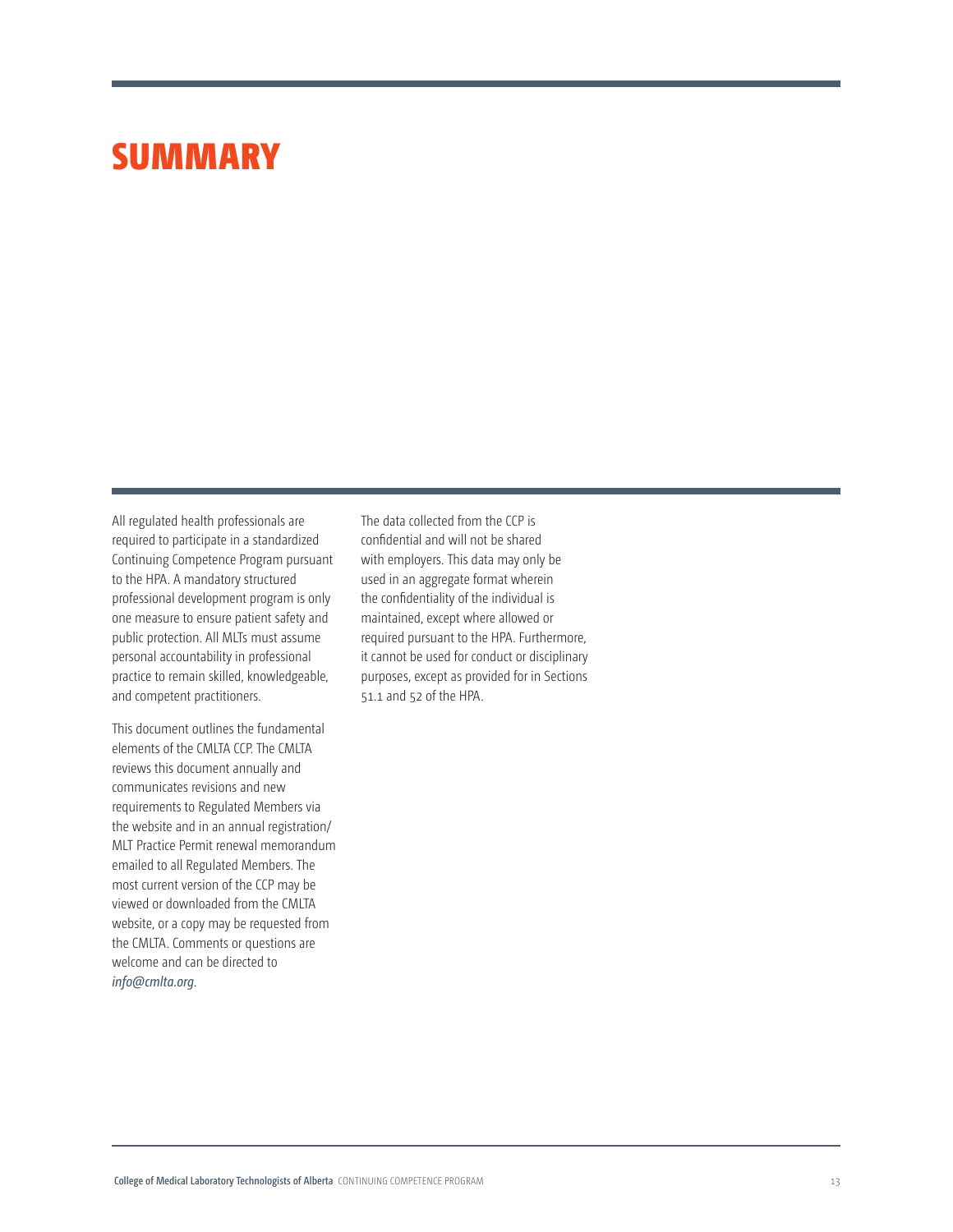# SUMMARY

All regulated health professionals are required to participate in a standardized Continuing Competence Program pursuant to the HPA. A mandatory structured professional development program is only one measure to ensure patient safety and public protection. All MLTs must assume personal accountability in professional practice to remain skilled, knowledgeable, and competent practitioners.

This document outlines the fundamental elements of the CMLTA CCP. The CMLTA reviews this document annually and communicates revisions and new requirements to Regulated Members via the website and in an annual registration/ MLT Practice Permit renewal memorandum emailed to all Regulated Members. The most current version of the CCP may be viewed or downloaded from the CMLTA website, or a copy may be requested from the CMLTA. Comments or questions are welcome and can be directed to *info@cmlta.org*.

The data collected from the CCP is confidential and will not be shared with employers. This data may only be used in an aggregate format wherein the confidentiality of the individual is maintained, except where allowed or required pursuant to the HPA. Furthermore, it cannot be used for conduct or disciplinary purposes, except as provided for in Sections 51.1 and 52 of the HPA.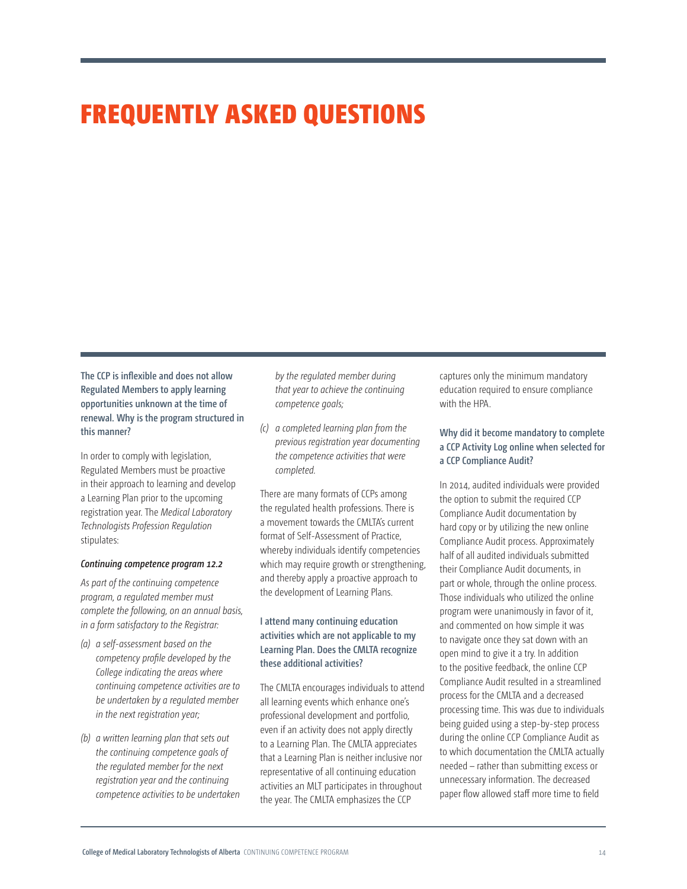# FREQUENTLY ASKED QUESTIONS

**The CCP is inflexible and does not allow Regulated Members to apply learning opportunities unknown at the time of renewal. Why is the program structured in this manner?**

In order to comply with legislation, Regulated Members must be proactive in their approach to learning and develop a Learning Plan prior to the upcoming registration year. The *Medical Laboratory Technologists Profession Regulation* stipulates:

***Continuing competence program 12.2***

*As part of the continuing competence program, a regulated member must complete the following, on an annual basis, in a form satisfactory to the Registrar:*

*(a) a self-assessment based on the competency profile developed by the College indicating the areas where continuing competence activities are to be undertaken by a regulated member in the next registration year;*

*(b) a written learning plan that sets out the continuing competence goals of the regulated member for the next registration year and the continuing competence activities to be undertaken by the regulated member during that year to achieve the continuing competence goals;*

*(c) a completed learning plan from the previous registration year documenting the competence activities that were completed.*

There are many formats of CCPs among the regulated health professions. There is a movement towards the CMLTA's current format of Self-Assessment of Practice, whereby individuals identify competencies which may require growth or strengthening, and thereby apply a proactive approach to the development of Learning Plans.

**I attend many continuing education activities which are not applicable to my Learning Plan. Does the CMLTA recognize these additional activities?**

The CMLTA encourages individuals to attend all learning events which enhance one's professional development and portfolio, even if an activity does not apply directly to a Learning Plan. The CMLTA appreciates that a Learning Plan is neither inclusive nor representative of all continuing education activities an MLT participates in throughout the year. The CMLTA emphasizes the CCP captures only the minimum mandatory education required to ensure compliance with the HPA.

**Why did it become mandatory to complete a CCP Activity Log online when selected for a CCP Compliance Audit?**

In 2014, audited individuals were provided the option to submit the required CCP Compliance Audit documentation by hard copy or by utilizing the new online Compliance Audit process. Approximately half of all audited individuals submitted their Compliance Audit documents, in part or whole, through the online process. Those individuals who utilized the online program were unanimously in favor of it, and commented on how simple it was to navigate once they sat down with an open mind to give it a try. In addition to the positive feedback, the online CCP Compliance Audit resulted in a streamlined process for the CMLTA and a decreased processing time. This was due to individuals being guided using a step-by-step process during the online CCP Compliance Audit as to which documentation the CMLTA actually needed – rather than submitting excess or unnecessary information. The decreased paper flow allowed staff more time to field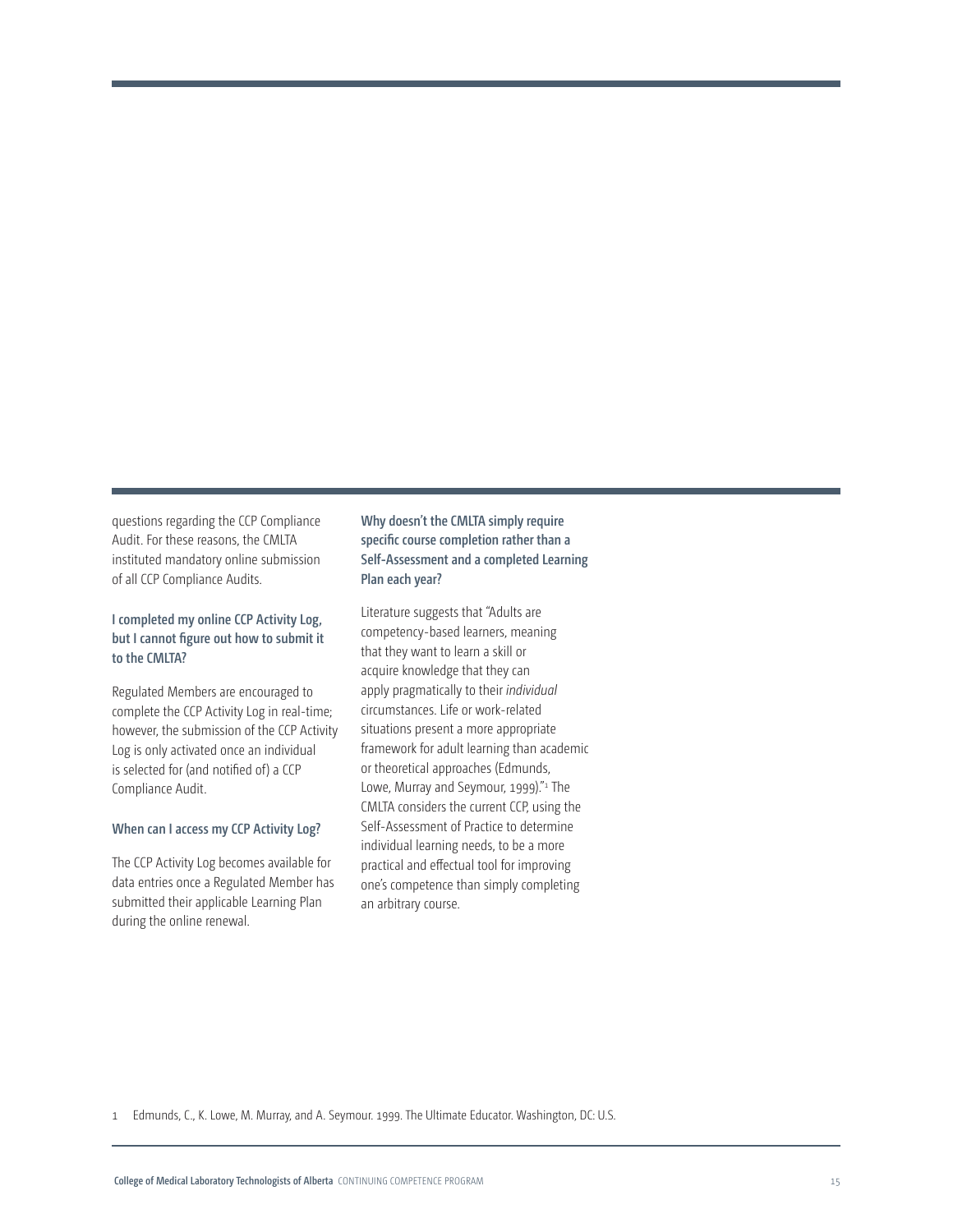questions regarding the CCP Compliance Audit. For these reasons, the CMLTA instituted mandatory online submission of all CCP Compliance Audits.

### I completed my online CCP Activity Log, but I cannot figure out how to submit it to the CMLTA?

Regulated Members are encouraged to complete the CCP Activity Log in real-time; however, the submission of the CCP Activity Log is only activated once an individual is selected for (and notified of) a CCP Compliance Audit.

### When can I access my CCP Activity Log?

The CCP Activity Log becomes available for data entries once a Regulated Member has submitted their applicable Learning Plan during the online renewal.

### Why doesn't the CMLTA simply require specific course completion rather than a Self-Assessment and a completed Learning Plan each year?

Literature suggests that "Adults are competency-based learners, meaning that they want to learn a skill or acquire knowledge that they can apply pragmatically to their *individual* circumstances. Life or work-related situations present a more appropriate framework for adult learning than academic or theoretical approaches (Edmunds, Lowe, Murray and Seymour, 1999)."[1] The CMLTA considers the current CCP, using the Self-Assessment of Practice to determine individual learning needs, to be a more practical and effectual tool for improving one's competence than simply completing an arbitrary course.

---

1 Edmunds, C., K. Lowe, M. Murray, and A. Seymour. 1999. The Ultimate Educator. Washington, DC: U.S.